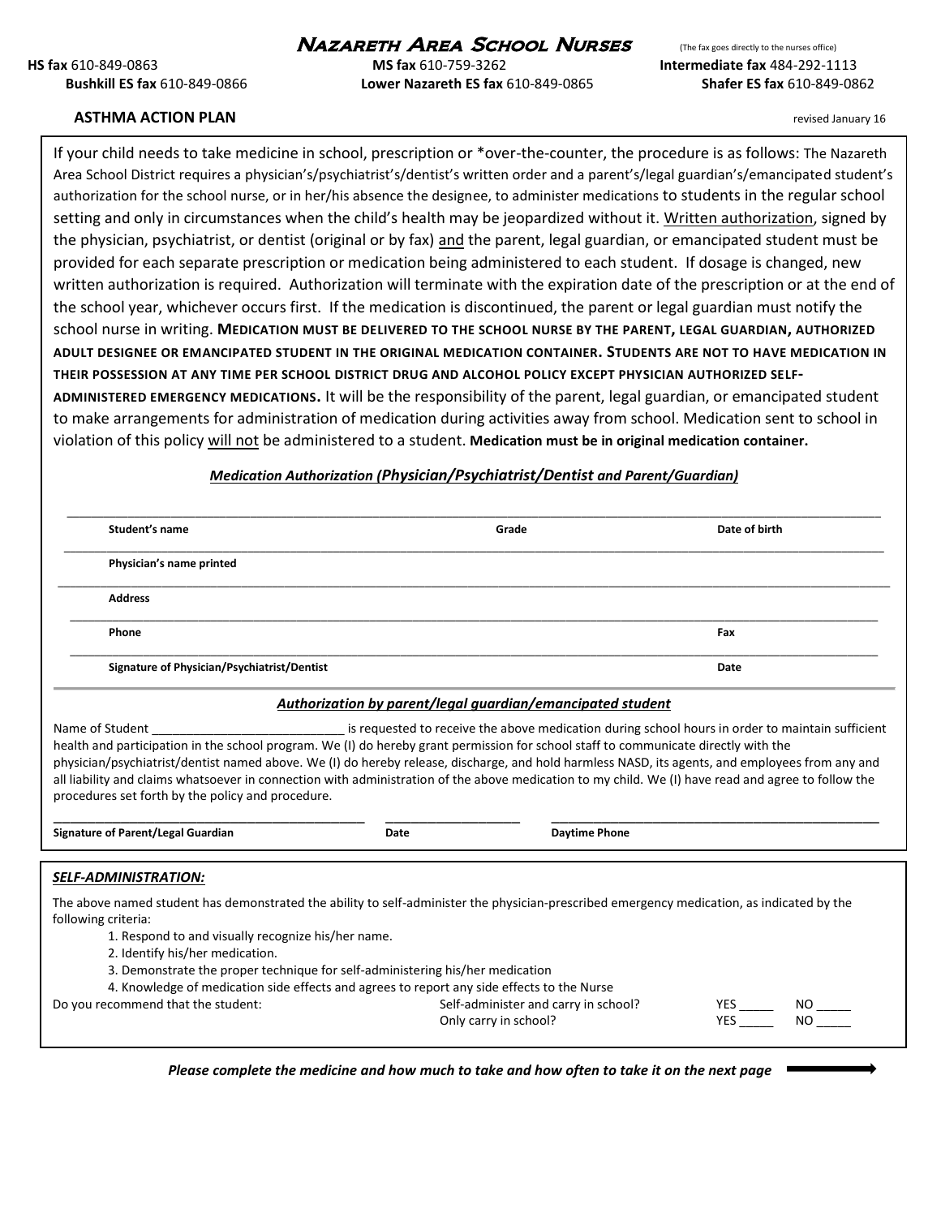# Nazareth Area School Nurses

(The fax goes directly to the nurses office)

**HS fax** 610-849-0863 **MS fax** 610-759-3262 **Intermediate fax** 484-292-1113
**Bushkill ES fax** 610-849-0866 **Lower Nazareth ES fax** 610-849-0865 **Shafer ES fax** 610-849-0862

**ASTHMA ACTION PLAN**

revised January 16

If your child needs to take medicine in school, prescription or *over-the-counter, the procedure is as follows: The Nazareth Area School District requires a physician's/psychiatrist's/dentist's written order and a parent's/legal guardian's/emancipated student's authorization for the school nurse, or in her/his absence the designee, to administer medications to students in the regular school setting and only in circumstances when the child's health may be jeopardized without it. Written authorization, signed by the physician, psychiatrist, or dentist (original or by fax) and the parent, legal guardian, or emancipated student must be provided for each separate prescription or medication being administered to each student. If dosage is changed, new written authorization is required. Authorization will terminate with the expiration date of the prescription or at the end of the school year, whichever occurs first. If the medication is discontinued, the parent or legal guardian must notify the school nurse in writing. **MEDICATION MUST BE DELIVERED TO THE SCHOOL NURSE BY THE PARENT, LEGAL GUARDIAN, AUTHORIZED ADULT DESIGNEE OR EMANCIPATED STUDENT IN THE ORIGINAL MEDICATION CONTAINER. STUDENTS ARE NOT TO HAVE MEDICATION IN THEIR POSSESSION AT ANY TIME PER SCHOOL DISTRICT DRUG AND ALCOHOL POLICY EXCEPT PHYSICIAN AUTHORIZED SELF-ADMINISTERED EMERGENCY MEDICATIONS.** It will be the responsibility of the parent, legal guardian, or emancipated student to make arrangements for administration of medication during activities away from school. Medication sent to school in violation of this policy will not be administered to a student. **Medication must be in original medication container.**

***Medication Authorization (Physician/Psychiatrist/Dentist and Parent/Guardian)***

___________________________________________________________________________

**Student's name** **Grade** **Date of birth**

___________________________________________________________________________

**Physician's name printed**

___________________________________________________________________________

**Address**

___________________________________________________________________________

**Phone** **Fax**

___________________________________________________________________________

**Signature of Physician/Psychiatrist/Dentist** **Date**

***Authorization by parent/legal guardian/emancipated student***

Name of Student ___________________________ is requested to receive the above medication during school hours in order to maintain sufficient health and participation in the school program. We (I) do hereby grant permission for school staff to communicate directly with the physician/psychiatrist/dentist named above. We (I) do hereby release, discharge, and hold harmless NASD, its agents, and employees from any and all liability and claims whatsoever in connection with administration of the above medication to my child. We (I) have read and agree to follow the procedures set forth by the policy and procedure.

___________________________________ ______________ ___________________________________

**Signature of Parent/Legal Guardian** **Date** **Daytime Phone**

***SELF-ADMINISTRATION:***

The above named student has demonstrated the ability to self-administer the physician-prescribed emergency medication, as indicated by the following criteria:

1. Respond to and visually recognize his/her name.
2. Identify his/her medication.
3. Demonstrate the proper technique for self-administering his/her medication
4. Knowledge of medication side effects and agrees to report any side effects to the Nurse

Do you recommend that the student: Self-administer and carry in school? YES _____ NO _____
Only carry in school? YES _____ NO _____

***Please complete the medicine and how much to take and how often to take it on the next page***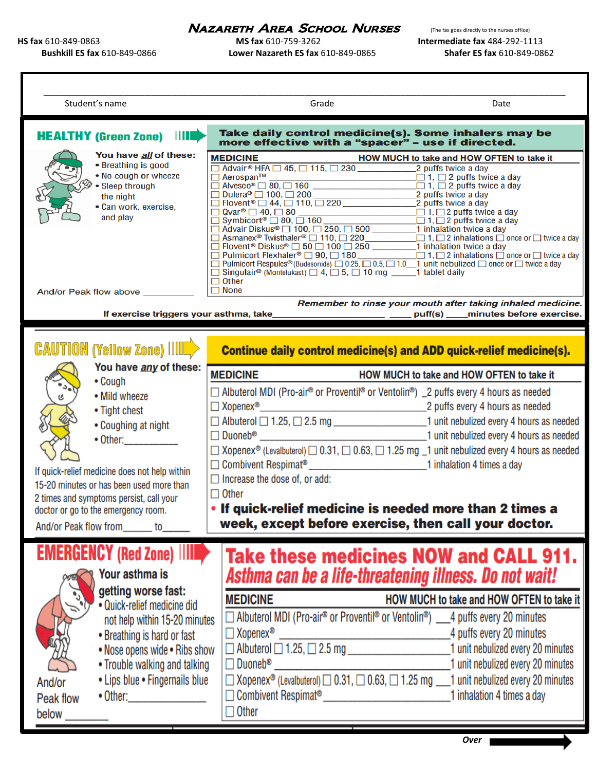# Nazareth Area School Nurses

(The fax goes directly to the nurses office)

**HS fax** 610-849-0863 **MS fax** 610-759-3262 **Intermediate fax** 484-292-1113
**Bushkill ES fax** 610-849-0866 **Lower Nazareth ES fax** 610-849-0865 **Shafer ES fax** 610-849-0862

______________________________________________________________________

Student's name Grade Date

## HEALTHY (Green Zone)

**You have *all* of these:**

- Breathing is good
- No cough or wheeze
- Sleep through the night
- Can work, exercise, and play

And/or Peak flow above __________

**Take daily control medicine(s). Some inhalers may be more effective with a "spacer" – use if directed.**

| MEDICINE | HOW MUCH to take and HOW OFTEN to take it |
|---|---|
| ☐ Advair® HFA ☐ 45, ☐ 115, ☐ 230 | 2 puffs twice a day |
| ☐ Aerospan™ | ☐ 1, ☐ 2 puffs twice a day |
| ☐ Alvesco® ☐ 80, ☐ 160 | ☐ 1, ☐ 2 puffs twice a day |
| ☐ Dulera® ☐ 100, ☐ 200 | 2 puffs twice a day |
| ☐ Flovent® ☐ 44, ☐ 110, ☐ 220 | 2 puffs twice a day |
| ☐ Qvar® ☐ 40, ☐ 80 | ☐ 1, ☐ 2 puffs twice a day |
| ☐ Symbicort® ☐ 80, ☐ 160 | ☐ 1, ☐ 2 puffs twice a day |
| ☐ Advair Diskus® ☐ 100, ☐ 250, ☐ 500 | 1 inhalation twice a day |
| ☐ Asmanex® Twisthaler® ☐ 110, ☐ 220 | ☐ 1, ☐ 2 inhalations ☐ once or ☐ twice a day |
| ☐ Flovent® Diskus® ☐ 50 ☐ 100 ☐ 250 | 1 inhalation twice a day |
| ☐ Pulmicort Flexhaler® ☐ 90, ☐ 180 | ☐ 1, ☐ 2 inhalations ☐ once or ☐ twice a day |
| ☐ Pulmicort Respules® (Budesonide) ☐ 0.25, ☐ 0.5, ☐ 1.0 | 1 unit nebulized ☐ once or ☐ twice a day |
| ☐ Singulair® (Montelukast) ☐ 4, ☐ 5, ☐ 10 mg | 1 tablet daily |
| ☐ Other | |
| ☐ None | |

***Remember to rinse your mouth after taking inhaled medicine.***

**If exercise triggers your asthma, take__________________ _____ puff(s) _____minutes before exercise.**

## CAUTION (Yellow Zone)

**You have *any* of these:**

- Cough
- Mild wheeze
- Tight chest
- Coughing at night
- Other:__________

If quick-relief medicine does not help within 15-20 minutes or has been used more than 2 times and symptoms persist, call your doctor or go to the emergency room.

And/or Peak flow from______ to_____

**Continue daily control medicine(s) and ADD quick-relief medicine(s).**

| MEDICINE | HOW MUCH to take and HOW OFTEN to take it |
|---|---|
| ☐ Albuterol MDI (Pro-air® or Proventil® or Ventolin®) | 2 puffs every 4 hours as needed |
| ☐ Xopenex® | 2 puffs every 4 hours as needed |
| ☐ Albuterol ☐ 1.25, ☐ 2.5 mg | 1 unit nebulized every 4 hours as needed |
| ☐ Duoneb® | 1 unit nebulized every 4 hours as needed |
| ☐ Xopenex® (Levalbuterol) ☐ 0.31, ☐ 0.63, ☐ 1.25 mg | 1 unit nebulized every 4 hours as needed |
| ☐ Combivent Respimat® | 1 inhalation 4 times a day |
| ☐ Increase the dose of, or add: | |
| ☐ Other | |

- **If quick-relief medicine is needed more than 2 times a week, except before exercise, then call your doctor.**

## EMERGENCY (Red Zone)

**Your asthma is getting worse fast:**

- Quick-relief medicine did not help within 15-20 minutes
- Breathing is hard or fast
- Nose opens wide
- Ribs show
- Trouble walking and talking
- Lips blue
- Fingernails blue
- Other:______________

And/or Peak flow below _______

**Take these medicines NOW and CALL 911.**
***Asthma can be a life-threatening illness. Do not wait!***

| MEDICINE | HOW MUCH to take and HOW OFTEN to take it |
|---|---|
| ☐ Albuterol MDI (Pro-air® or Proventil® or Ventolin®) | 4 puffs every 20 minutes |
| ☐ Xopenex® | 4 puffs every 20 minutes |
| ☐ Albuterol ☐ 1.25, ☐ 2.5 mg | 1 unit nebulized every 20 minutes |
| ☐ Duoneb® | 1 unit nebulized every 20 minutes |
| ☐ Xopenex® (Levalbuterol) ☐ 0.31, ☐ 0.63, ☐ 1.25 mg | 1 unit nebulized every 20 minutes |
| ☐ Combivent Respimat® | 1 inhalation 4 times a day |
| ☐ Other | |

***Over***